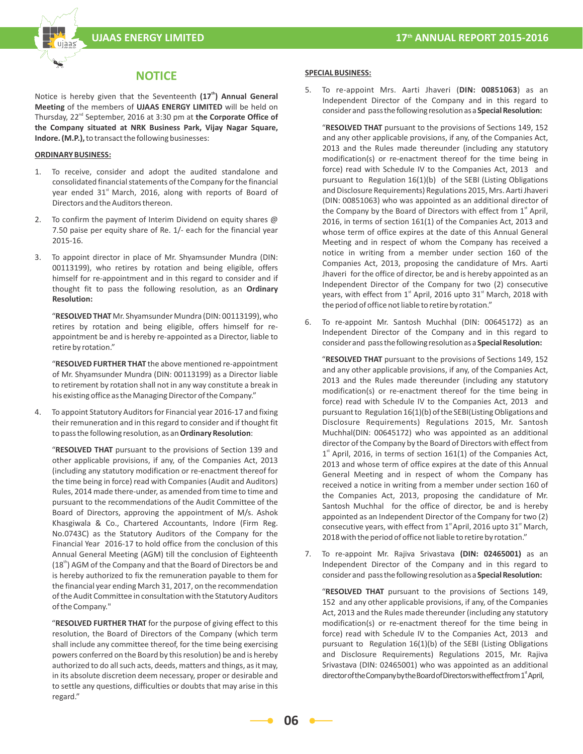# NOTICE

Notice is hereby given that the Seventeenth **(17th) Annual General Meeting** of the members of **UJAAS ENERGY LIMITED** will be held on Thursday, 22nd September, 2016 at 3:30 pm at **the Corporate Office of the Company situated at NRK Business Park, Vijay Nagar Square, Indore. (M.P.),** to transact the following businesses:

**ORDINARY BUSINESS:**

1. To receive, consider and adopt the audited standalone and consolidated financial statements of the Company for the financial year ended 31st March, 2016, along with reports of Board of Directors and the Auditors thereon.

2. To confirm the payment of Interim Dividend on equity shares @ 7.50 paise per equity share of Re. 1/- each for the financial year 2015-16.

3. To appoint director in place of Mr. Shyamsunder Mundra (DIN: 00113199), who retires by rotation and being eligible, offers himself for re-appointment and in this regard to consider and if thought fit to pass the following resolution, as an **Ordinary Resolution:**

   "**RESOLVED THAT** Mr. Shyamsunder Mundra (DIN: 00113199), who retires by rotation and being eligible, offers himself for re-appointment be and is hereby re-appointed as a Director, liable to retire by rotation."

   "**RESOLVED FURTHER THAT** the above mentioned re-appointment of Mr. Shyamsunder Mundra (DIN: 00113199) as a Director liable to retirement by rotation shall not in any way constitute a break in his existing office as the Managing Director of the Company."

4. To appoint Statutory Auditors for Financial year 2016-17 and fixing their remuneration and in this regard to consider and if thought fit to pass the following resolution, as an **Ordinary Resolution**:

   "**RESOLVED THAT** pursuant to the provisions of Section 139 and other applicable provisions, if any, of the Companies Act, 2013 (including any statutory modification or re-enactment thereof for the time being in force) read with Companies (Audit and Auditors) Rules, 2014 made there-under, as amended from time to time and pursuant to the recommendations of the Audit Committee of the Board of Directors, approving the appointment of M/s. Ashok Khasgiwala & Co., Chartered Accountants, Indore (Firm Reg. No.0743C) as the Statutory Auditors of the Company for the Financial Year 2016-17 to hold office from the conclusion of this Annual General Meeting (AGM) till the conclusion of Eighteenth (18th) AGM of the Company and that the Board of Directors be and is hereby authorized to fix the remuneration payable to them for the financial year ending March 31, 2017, on the recommendation of the Audit Committee in consultation with the Statutory Auditors of the Company."

   "**RESOLVED FURTHER THAT** for the purpose of giving effect to this resolution, the Board of Directors of the Company (which term shall include any committee thereof, for the time being exercising powers conferred on the Board by this resolution) be and is hereby authorized to do all such acts, deeds, matters and things, as it may, in its absolute discretion deem necessary, proper or desirable and to settle any questions, difficulties or doubts that may arise in this regard."

**SPECIAL BUSINESS:**

5. To re-appoint Mrs. Aarti Jhaveri (**DIN: 00851063**) as an Independent Director of the Company and in this regard to consider and pass the following resolution as a **Special Resolution:**

   "**RESOLVED THAT** pursuant to the provisions of Sections 149, 152 and any other applicable provisions, if any, of the Companies Act, 2013 and the Rules made thereunder (including any statutory modification(s) or re-enactment thereof for the time being in force) read with Schedule IV to the Companies Act, 2013 and pursuant to Regulation 16(1)(b) of the SEBI (Listing Obligations and Disclosure Requirements) Regulations 2015, Mrs. Aarti Jhaveri (DIN: 00851063) who was appointed as an additional director of the Company by the Board of Directors with effect from 1st April, 2016, in terms of section 161(1) of the Companies Act, 2013 and whose term of office expires at the date of this Annual General Meeting and in respect of whom the Company has received a notice in writing from a member under section 160 of the Companies Act, 2013, proposing the candidature of Mrs. Aarti Jhaveri for the office of director, be and is hereby appointed as an Independent Director of the Company for two (2) consecutive years, with effect from 1st April, 2016 upto 31st March, 2018 with the period of office not liable to retire by rotation."

6. To re-appoint Mr. Santosh Muchhal (DIN: 00645172) as an Independent Director of the Company and in this regard to consider and pass the following resolution as a **Special Resolution:**

   "**RESOLVED THAT** pursuant to the provisions of Sections 149, 152 and any other applicable provisions, if any, of the Companies Act, 2013 and the Rules made thereunder (including any statutory modification(s) or re-enactment thereof for the time being in force) read with Schedule IV to the Companies Act, 2013 and pursuant to Regulation 16(1)(b) of the SEBI(Listing Obligations and Disclosure Requirements) Regulations 2015, Mr. Santosh Muchhal(DIN: 00645172) who was appointed as an additional director of the Company by the Board of Directors with effect from 1st April, 2016, in terms of section 161(1) of the Companies Act, 2013 and whose term of office expires at the date of this Annual General Meeting and in respect of whom the Company has received a notice in writing from a member under section 160 of the Companies Act, 2013, proposing the candidature of Mr. Santosh Muchhal for the office of director, be and is hereby appointed as an Independent Director of the Company for two (2) consecutive years, with effect from 1st April, 2016 upto 31st March, 2018 with the period of office not liable to retire by rotation."

7. To re-appoint Mr. Rajiva Srivastava **(DIN: 02465001)** as an Independent Director of the Company and in this regard to consider and pass the following resolution as a **Special Resolution:**

   "**RESOLVED THAT** pursuant to the provisions of Sections 149, 152 and any other applicable provisions, if any, of the Companies Act, 2013 and the Rules made thereunder (including any statutory modification(s) or re-enactment thereof for the time being in force) read with Schedule IV to the Companies Act, 2013 and pursuant to Regulation 16(1)(b) of the SEBI (Listing Obligations and Disclosure Requirements) Regulations 2015, Mr. Rajiva Srivastava (DIN: 02465001) who was appointed as an additional director of the Company by the Board of Directors with effect from 1st April,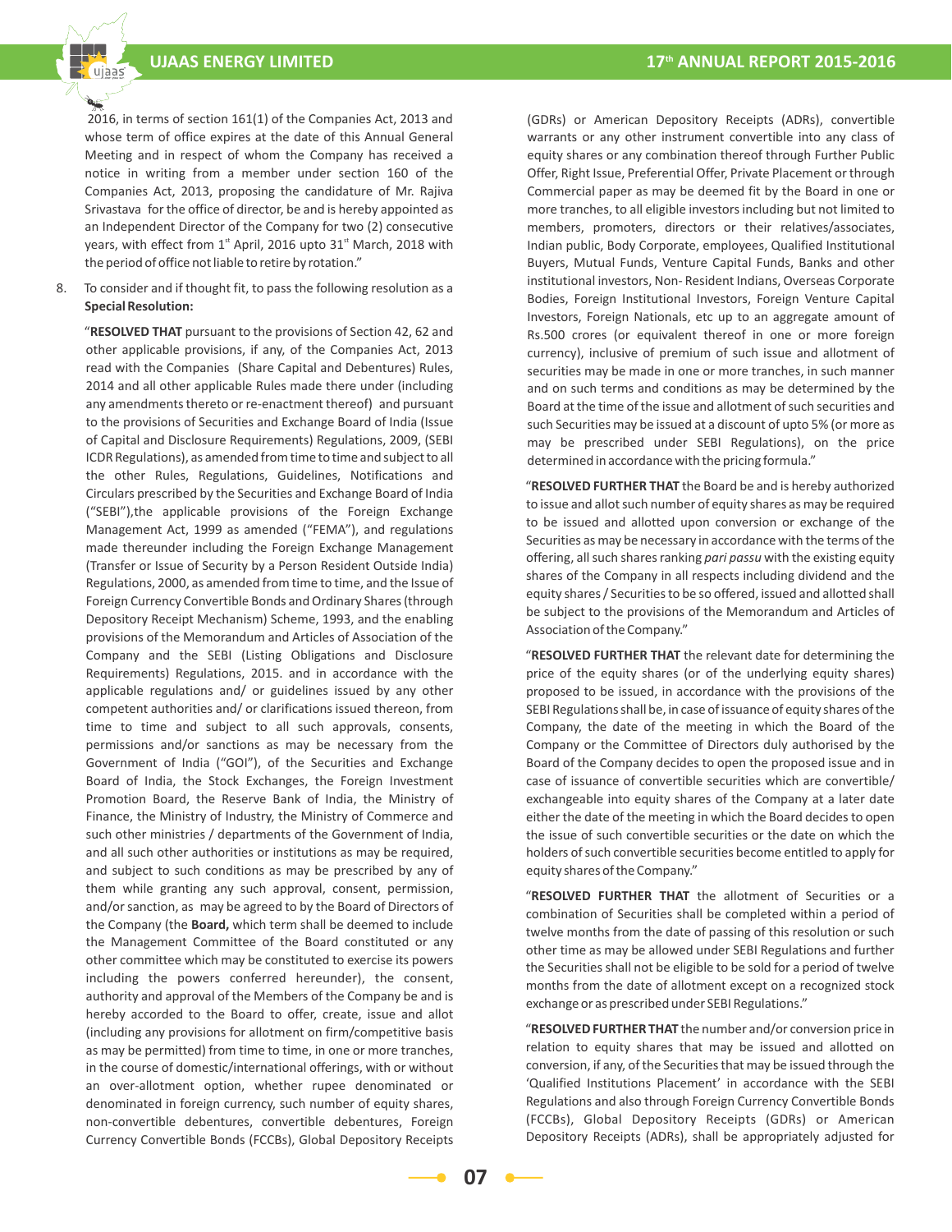2016, in terms of section 161(1) of the Companies Act, 2013 and whose term of office expires at the date of this Annual General Meeting and in respect of whom the Company has received a notice in writing from a member under section 160 of the Companies Act, 2013, proposing the candidature of Mr. Rajiva Srivastava for the office of director, be and is hereby appointed as an Independent Director of the Company for two (2) consecutive years, with effect from 1st April, 2016 upto 31st March, 2018 with the period of office not liable to retire by rotation."

8. To consider and if thought fit, to pass the following resolution as a **Special Resolution:**

"**RESOLVED THAT** pursuant to the provisions of Section 42, 62 and other applicable provisions, if any, of the Companies Act, 2013 read with the Companies (Share Capital and Debentures) Rules, 2014 and all other applicable Rules made there under (including any amendments thereto or re-enactment thereof) and pursuant to the provisions of Securities and Exchange Board of India (Issue of Capital and Disclosure Requirements) Regulations, 2009, (SEBI ICDR Regulations), as amended from time to time and subject to all the other Rules, Regulations, Guidelines, Notifications and Circulars prescribed by the Securities and Exchange Board of India ("SEBI"),the applicable provisions of the Foreign Exchange Management Act, 1999 as amended ("FEMA"), and regulations made thereunder including the Foreign Exchange Management (Transfer or Issue of Security by a Person Resident Outside India) Regulations, 2000, as amended from time to time, and the Issue of Foreign Currency Convertible Bonds and Ordinary Shares (through Depository Receipt Mechanism) Scheme, 1993, and the enabling provisions of the Memorandum and Articles of Association of the Company and the SEBI (Listing Obligations and Disclosure Requirements) Regulations, 2015. and in accordance with the applicable regulations and/ or guidelines issued by any other competent authorities and/ or clarifications issued thereon, from time to time and subject to all such approvals, consents, permissions and/or sanctions as may be necessary from the Government of India ("GOI"), of the Securities and Exchange Board of India, the Stock Exchanges, the Foreign Investment Promotion Board, the Reserve Bank of India, the Ministry of Finance, the Ministry of Industry, the Ministry of Commerce and such other ministries / departments of the Government of India, and all such other authorities or institutions as may be required, and subject to such conditions as may be prescribed by any of them while granting any such approval, consent, permission, and/or sanction, as may be agreed to by the Board of Directors of the Company (the **Board,** which term shall be deemed to include the Management Committee of the Board constituted or any other committee which may be constituted to exercise its powers including the powers conferred hereunder), the consent, authority and approval of the Members of the Company be and is hereby accorded to the Board to offer, create, issue and allot (including any provisions for allotment on firm/competitive basis as may be permitted) from time to time, in one or more tranches, in the course of domestic/international offerings, with or without an over-allotment option, whether rupee denominated or denominated in foreign currency, such number of equity shares, non-convertible debentures, convertible debentures, Foreign Currency Convertible Bonds (FCCBs), Global Depository Receipts (GDRs) or American Depository Receipts (ADRs), convertible warrants or any other instrument convertible into any class of equity shares or any combination thereof through Further Public Offer, Right Issue, Preferential Offer, Private Placement or through Commercial paper as may be deemed fit by the Board in one or more tranches, to all eligible investors including but not limited to members, promoters, directors or their relatives/associates, Indian public, Body Corporate, employees, Qualified Institutional Buyers, Mutual Funds, Venture Capital Funds, Banks and other institutional investors, Non- Resident Indians, Overseas Corporate Bodies, Foreign Institutional Investors, Foreign Venture Capital Investors, Foreign Nationals, etc up to an aggregate amount of Rs.500 crores (or equivalent thereof in one or more foreign currency), inclusive of premium of such issue and allotment of securities may be made in one or more tranches, in such manner and on such terms and conditions as may be determined by the Board at the time of the issue and allotment of such securities and such Securities may be issued at a discount of upto 5% (or more as may be prescribed under SEBI Regulations), on the price determined in accordance with the pricing formula."

"**RESOLVED FURTHER THAT** the Board be and is hereby authorized to issue and allot such number of equity shares as may be required to be issued and allotted upon conversion or exchange of the Securities as may be necessary in accordance with the terms of the offering, all such shares ranking *pari passu* with the existing equity shares of the Company in all respects including dividend and the equity shares / Securities to be so offered, issued and allotted shall be subject to the provisions of the Memorandum and Articles of Association of the Company."

"**RESOLVED FURTHER THAT** the relevant date for determining the price of the equity shares (or of the underlying equity shares) proposed to be issued, in accordance with the provisions of the SEBI Regulations shall be, in case of issuance of equity shares of the Company, the date of the meeting in which the Board of the Company or the Committee of Directors duly authorised by the Board of the Company decides to open the proposed issue and in case of issuance of convertible securities which are convertible/ exchangeable into equity shares of the Company at a later date either the date of the meeting in which the Board decides to open the issue of such convertible securities or the date on which the holders of such convertible securities become entitled to apply for equity shares of the Company."

"**RESOLVED FURTHER THAT** the allotment of Securities or a combination of Securities shall be completed within a period of twelve months from the date of passing of this resolution or such other time as may be allowed under SEBI Regulations and further the Securities shall not be eligible to be sold for a period of twelve months from the date of allotment except on a recognized stock exchange or as prescribed under SEBI Regulations."

"**RESOLVED FURTHER THAT** the number and/or conversion price in relation to equity shares that may be issued and allotted on conversion, if any, of the Securities that may be issued through the 'Qualified Institutions Placement' in accordance with the SEBI Regulations and also through Foreign Currency Convertible Bonds (FCCBs), Global Depository Receipts (GDRs) or American Depository Receipts (ADRs), shall be appropriately adjusted for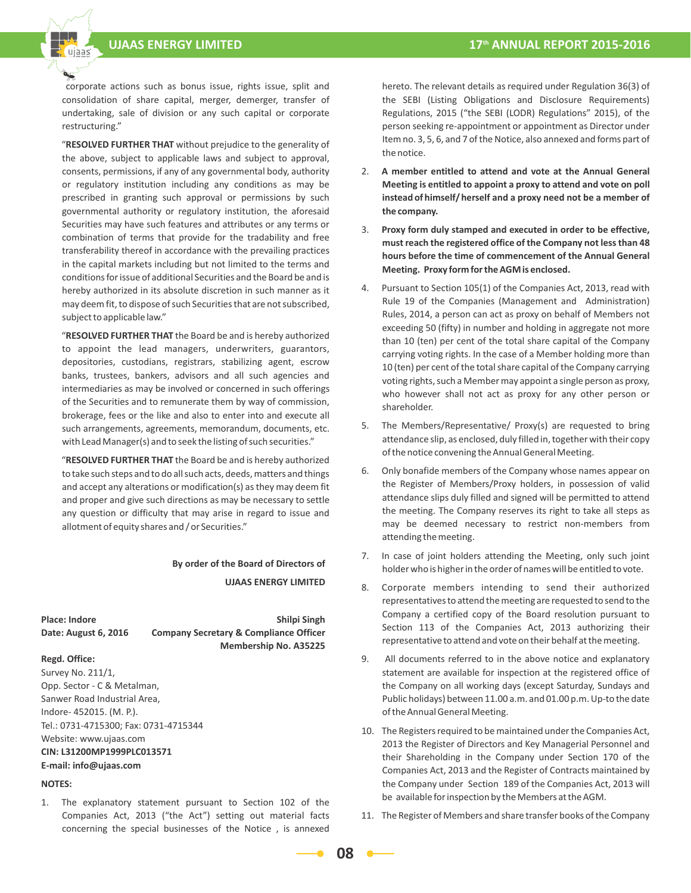corporate actions such as bonus issue, rights issue, split and consolidation of share capital, merger, demerger, transfer of undertaking, sale of division or any such capital or corporate restructuring."

"**RESOLVED FURTHER THAT** without prejudice to the generality of the above, subject to applicable laws and subject to approval, consents, permissions, if any of any governmental body, authority or regulatory institution including any conditions as may be prescribed in granting such approval or permissions by such governmental authority or regulatory institution, the aforesaid Securities may have such features and attributes or any terms or combination of terms that provide for the tradability and free transferability thereof in accordance with the prevailing practices in the capital markets including but not limited to the terms and conditions for issue of additional Securities and the Board be and is hereby authorized in its absolute discretion in such manner as it may deem fit, to dispose of such Securities that are not subscribed, subject to applicable law."

"**RESOLVED FURTHER THAT** the Board be and is hereby authorized to appoint the lead managers, underwriters, guarantors, depositories, custodians, registrars, stabilizing agent, escrow banks, trustees, bankers, advisors and all such agencies and intermediaries as may be involved or concerned in such offerings of the Securities and to remunerate them by way of commission, brokerage, fees or the like and also to enter into and execute all such arrangements, agreements, memorandum, documents, etc. with Lead Manager(s) and to seek the listing of such securities."

"**RESOLVED FURTHER THAT** the Board be and is hereby authorized to take such steps and to do all such acts, deeds, matters and things and accept any alterations or modification(s) as they may deem fit and proper and give such directions as may be necessary to settle any question or difficulty that may arise in regard to issue and allotment of equity shares and / or Securities."

**By order of the Board of Directors of**
**UJAAS ENERGY LIMITED**

**Place: Indore**
**Date: August 6, 2016**

**Shilpi Singh**
**Company Secretary & Compliance Officer**
**Membership No. A35225**

**Regd. Office:**
Survey No. 211/1,
Opp. Sector - C & Metalman,
Sanwer Road Industrial Area,
Indore- 452015. (M. P.).
Tel.: 0731-4715300; Fax: 0731-4715344
Website: www.ujaas.com
**CIN: L31200MP1999PLC013571**
**E-mail: info@ujaas.com**

**NOTES:**

1. The explanatory statement pursuant to Section 102 of the Companies Act, 2013 ("the Act") setting out material facts concerning the special businesses of the Notice , is annexed hereto. The relevant details as required under Regulation 36(3) of the SEBI (Listing Obligations and Disclosure Requirements) Regulations, 2015 ("the SEBI (LODR) Regulations" 2015), of the person seeking re-appointment or appointment as Director under Item no. 3, 5, 6, and 7 of the Notice, also annexed and forms part of the notice.
2. **A member entitled to attend and vote at the Annual General Meeting is entitled to appoint a proxy to attend and vote on poll instead of himself/ herself and a proxy need not be a member of the company.**
3. **Proxy form duly stamped and executed in order to be effective, must reach the registered office of the Company not less than 48 hours before the time of commencement of the Annual General Meeting. Proxy form for the AGM is enclosed.**
4. Pursuant to Section 105(1) of the Companies Act, 2013, read with Rule 19 of the Companies (Management and Administration) Rules, 2014, a person can act as proxy on behalf of Members not exceeding 50 (fifty) in number and holding in aggregate not more than 10 (ten) per cent of the total share capital of the Company carrying voting rights. In the case of a Member holding more than 10 (ten) per cent of the total share capital of the Company carrying voting rights, such a Member may appoint a single person as proxy, who however shall not act as proxy for any other person or shareholder.
5. The Members/Representative/ Proxy(s) are requested to bring attendance slip, as enclosed, duly filled in, together with their copy of the notice convening the Annual General Meeting.
6. Only bonafide members of the Company whose names appear on the Register of Members/Proxy holders, in possession of valid attendance slips duly filled and signed will be permitted to attend the meeting. The Company reserves its right to take all steps as may be deemed necessary to restrict non-members from attending the meeting.
7. In case of joint holders attending the Meeting, only such joint holder who is higher in the order of names will be entitled to vote.
8. Corporate members intending to send their authorized representatives to attend the meeting are requested to send to the Company a certified copy of the Board resolution pursuant to Section 113 of the Companies Act, 2013 authorizing their representative to attend and vote on their behalf at the meeting.
9. All documents referred to in the above notice and explanatory statement are available for inspection at the registered office of the Company on all working days (except Saturday, Sundays and Public holidays) between 11.00 a.m. and 01.00 p.m. Up-to the date of the Annual General Meeting.
10. The Registers required to be maintained under the Companies Act, 2013 the Register of Directors and Key Managerial Personnel and their Shareholding in the Company under Section 170 of the Companies Act, 2013 and the Register of Contracts maintained by the Company under Section 189 of the Companies Act, 2013 will be available for inspection by the Members at the AGM.
11. The Register of Members and share transfer books of the Company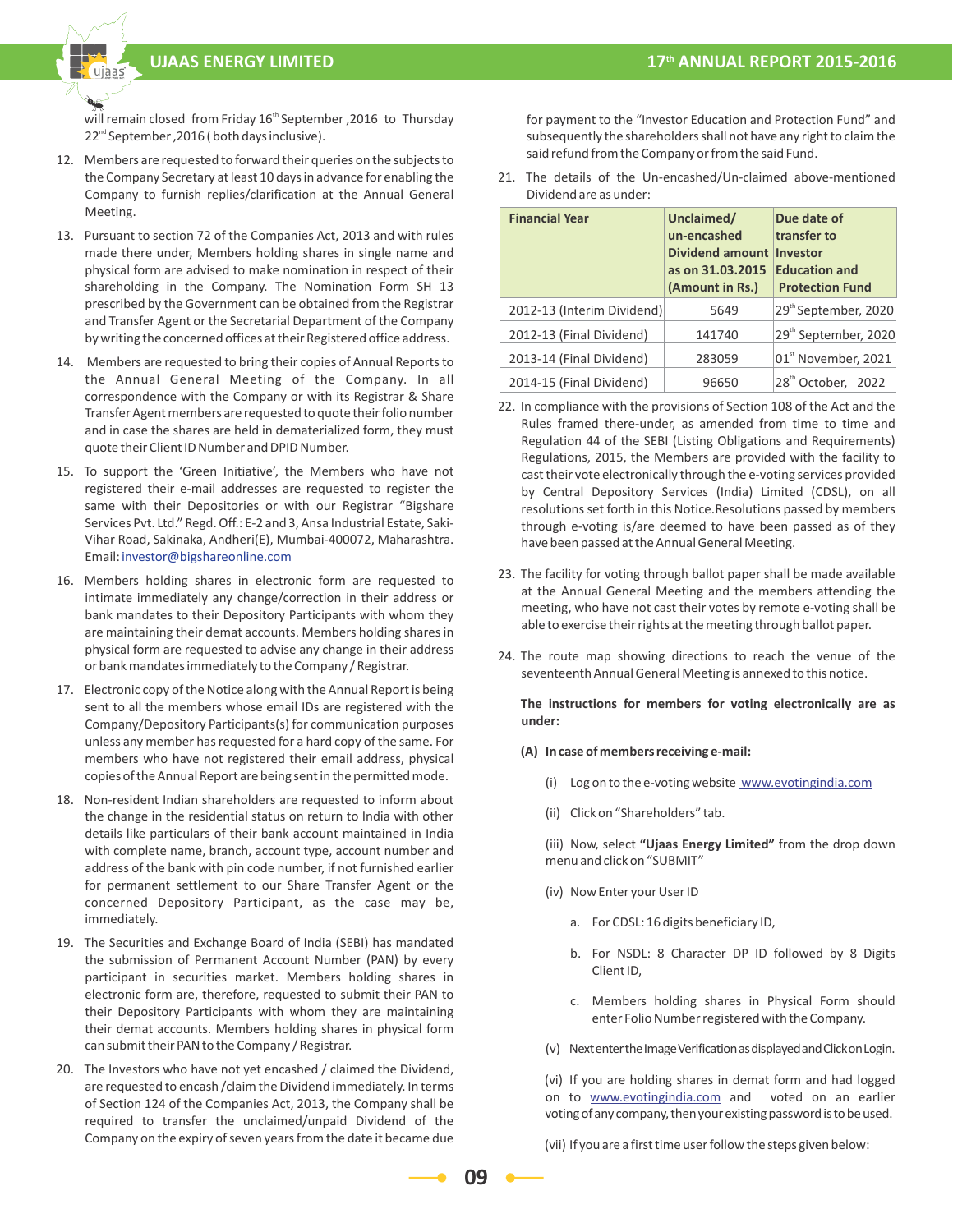will remain closed from Friday 16th September ,2016 to Thursday 22nd September ,2016 ( both days inclusive).

12. Members are requested to forward their queries on the subjects to the Company Secretary at least 10 days in advance for enabling the Company to furnish replies/clarification at the Annual General Meeting.

13. Pursuant to section 72 of the Companies Act, 2013 and with rules made there under, Members holding shares in single name and physical form are advised to make nomination in respect of their shareholding in the Company. The Nomination Form SH 13 prescribed by the Government can be obtained from the Registrar and Transfer Agent or the Secretarial Department of the Company by writing the concerned offices at their Registered office address.

14. Members are requested to bring their copies of Annual Reports to the Annual General Meeting of the Company. In all correspondence with the Company or with its Registrar & Share Transfer Agent members are requested to quote their folio number and in case the shares are held in dematerialized form, they must quote their Client ID Number and DPID Number.

15. To support the 'Green Initiative', the Members who have not registered their e-mail addresses are requested to register the same with their Depositories or with our Registrar "Bigshare Services Pvt. Ltd." Regd. Off.: E-2 and 3, Ansa Industrial Estate, Saki-Vihar Road, Sakinaka, Andheri(E), Mumbai-400072, Maharashtra. Email: investor@bigshareonline.com

16. Members holding shares in electronic form are requested to intimate immediately any change/correction in their address or bank mandates to their Depository Participants with whom they are maintaining their demat accounts. Members holding shares in physical form are requested to advise any change in their address or bank mandates immediately to the Company / Registrar.

17. Electronic copy of the Notice along with the Annual Report is being sent to all the members whose email IDs are registered with the Company/Depository Participants(s) for communication purposes unless any member has requested for a hard copy of the same. For members who have not registered their email address, physical copies of the Annual Report are being sent in the permitted mode.

18. Non-resident Indian shareholders are requested to inform about the change in the residential status on return to India with other details like particulars of their bank account maintained in India with complete name, branch, account type, account number and address of the bank with pin code number, if not furnished earlier for permanent settlement to our Share Transfer Agent or the concerned Depository Participant, as the case may be, immediately.

19. The Securities and Exchange Board of India (SEBI) has mandated the submission of Permanent Account Number (PAN) by every participant in securities market. Members holding shares in electronic form are, therefore, requested to submit their PAN to their Depository Participants with whom they are maintaining their demat accounts. Members holding shares in physical form can submit their PAN to the Company / Registrar.

20. The Investors who have not yet encashed / claimed the Dividend, are requested to encash /claim the Dividend immediately. In terms of Section 124 of the Companies Act, 2013, the Company shall be required to transfer the unclaimed/unpaid Dividend of the Company on the expiry of seven years from the date it became due for payment to the "Investor Education and Protection Fund" and subsequently the shareholders shall not have any right to claim the said refund from the Company or from the said Fund.

21. The details of the Un-encashed/Un-claimed above-mentioned Dividend are as under:

| Financial Year | Unclaimed/ un-encashed Dividend amount as on 31.03.2015 (Amount in Rs.) | Due date of transfer to Investor Education and Protection Fund |
|---|---|---|
| 2012-13 (Interim Dividend) | 5649 | 29th September, 2020 |
| 2012-13 (Final Dividend) | 141740 | 29th September, 2020 |
| 2013-14 (Final Dividend) | 283059 | 01st November, 2021 |
| 2014-15 (Final Dividend) | 96650 | 28th October, 2022 |

22. In compliance with the provisions of Section 108 of the Act and the Rules framed there-under, as amended from time to time and Regulation 44 of the SEBI (Listing Obligations and Requirements) Regulations, 2015, the Members are provided with the facility to cast their vote electronically through the e-voting services provided by Central Depository Services (India) Limited (CDSL), on all resolutions set forth in this Notice.Resolutions passed by members through e-voting is/are deemed to have been passed as of they have been passed at the Annual General Meeting.

23. The facility for voting through ballot paper shall be made available at the Annual General Meeting and the members attending the meeting, who have not cast their votes by remote e-voting shall be able to exercise their rights at the meeting through ballot paper.

24. The route map showing directions to reach the venue of the seventeenth Annual General Meeting is annexed to this notice.

**The instructions for members for voting electronically are as under:**

**(A) In case of members receiving e-mail:**

(i) Log on to the e-voting website www.evotingindia.com

(ii) Click on "Shareholders" tab.

(iii) Now, select **"Ujaas Energy Limited"** from the drop down menu and click on "SUBMIT"

(iv) Now Enter your User ID

a. For CDSL: 16 digits beneficiary ID,

b. For NSDL: 8 Character DP ID followed by 8 Digits Client ID,

c. Members holding shares in Physical Form should enter Folio Number registered with the Company.

(v) Next enter the Image Verification as displayed and Click on Login.

(vi) If you are holding shares in demat form and had logged on to www.evotingindia.com and voted on an earlier voting of any company, then your existing password is to be used.

(vii) If you are a first time user follow the steps given below: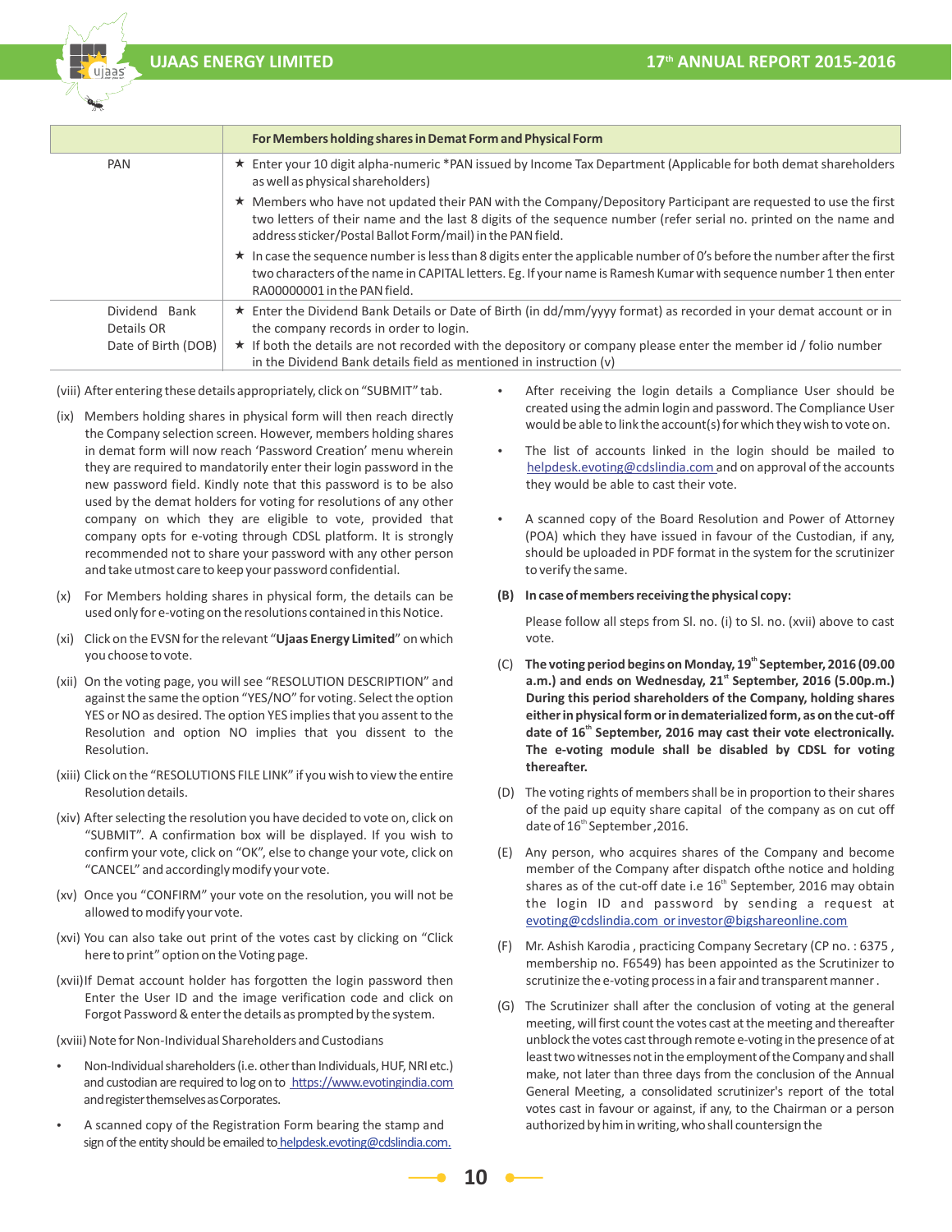| | For Members holding shares in Demat Form and Physical Form |
|---|---|
| PAN | ★ Enter your 10 digit alpha-numeric *PAN issued by Income Tax Department (Applicable for both demat shareholders as well as physical shareholders)<br>★ Members who have not updated their PAN with the Company/Depository Participant are requested to use the first two letters of their name and the last 8 digits of the sequence number (refer serial no. printed on the name and address sticker/Postal Ballot Form/mail) in the PAN field.<br>★ In case the sequence number is less than 8 digits enter the applicable number of 0's before the number after the first two characters of the name in CAPITAL letters. Eg. If your name is Ramesh Kumar with sequence number 1 then enter RA00000001 in the PAN field. |
| Dividend Bank Details OR Date of Birth (DOB) | ★ Enter the Dividend Bank Details or Date of Birth (in dd/mm/yyyy format) as recorded in your demat account or in the company records in order to login.<br>★ If both the details are not recorded with the depository or company please enter the member id / folio number in the Dividend Bank details field as mentioned in instruction (v) |

(viii) After entering these details appropriately, click on "SUBMIT" tab.

(ix) Members holding shares in physical form will then reach directly the Company selection screen. However, members holding shares in demat form will now reach 'Password Creation' menu wherein they are required to mandatorily enter their login password in the new password field. Kindly note that this password is to be also used by the demat holders for voting for resolutions of any other company on which they are eligible to vote, provided that company opts for e-voting through CDSL platform. It is strongly recommended not to share your password with any other person and take utmost care to keep your password confidential.

(x) For Members holding shares in physical form, the details can be used only for e-voting on the resolutions contained in this Notice.

(xi) Click on the EVSN for the relevant "**Ujaas Energy Limited**" on which you choose to vote.

(xii) On the voting page, you will see "RESOLUTION DESCRIPTION" and against the same the option "YES/NO" for voting. Select the option YES or NO as desired. The option YES implies that you assent to the Resolution and option NO implies that you dissent to the Resolution.

(xiii) Click on the "RESOLUTIONS FILE LINK" if you wish to view the entire Resolution details.

(xiv) After selecting the resolution you have decided to vote on, click on "SUBMIT". A confirmation box will be displayed. If you wish to confirm your vote, click on "OK", else to change your vote, click on "CANCEL" and accordingly modify your vote.

(xv) Once you "CONFIRM" your vote on the resolution, you will not be allowed to modify your vote.

(xvi) You can also take out print of the votes cast by clicking on "Click here to print" option on the Voting page.

(xvii) If Demat account holder has forgotten the login password then Enter the User ID and the image verification code and click on Forgot Password & enter the details as prompted by the system.

(xviii) Note for Non-Individual Shareholders and Custodians

- Non-Individual shareholders (i.e. other than Individuals, HUF, NRI etc.) and custodian are required to log on to https://www.evotingindia.com and register themselves as Corporates.
- A scanned copy of the Registration Form bearing the stamp and sign of the entity should be emailed to helpdesk.evoting@cdslindia.com.
- After receiving the login details a Compliance User should be created using the admin login and password. The Compliance User would be able to link the account(s) for which they wish to vote on.
- The list of accounts linked in the login should be mailed to helpdesk.evoting@cdslindia.com and on approval of the accounts they would be able to cast their vote.
- A scanned copy of the Board Resolution and Power of Attorney (POA) which they have issued in favour of the Custodian, if any, should be uploaded in PDF format in the system for the scrutinizer to verify the same.

**(B) In case of members receiving the physical copy:**

Please follow all steps from Sl. no. (i) to Sl. no. (xvii) above to cast vote.

(C) **The voting period begins on Monday, 19th September, 2016 (09.00 a.m.) and ends on Wednesday, 21st September, 2016 (5.00p.m.) During this period shareholders of the Company, holding shares either in physical form or in dematerialized form, as on the cut-off date of 16th September, 2016 may cast their vote electronically. The e-voting module shall be disabled by CDSL for voting thereafter.**

(D) The voting rights of members shall be in proportion to their shares of the paid up equity share capital of the company as on cut off date of 16th September ,2016.

(E) Any person, who acquires shares of the Company and become member of the Company after dispatch ofthe notice and holding shares as of the cut-off date i.e 16th September, 2016 may obtain the login ID and password by sending a request at evoting@cdslindia.com or investor@bigshareonline.com

(F) Mr. Ashish Karodia , practicing Company Secretary (CP no. : 6375 , membership no. F6549) has been appointed as the Scrutinizer to scrutinize the e-voting process in a fair and transparent manner .

(G) The Scrutinizer shall after the conclusion of voting at the general meeting, will first count the votes cast at the meeting and thereafter unblock the votes cast through remote e-voting in the presence of at least two witnesses not in the employment of the Company and shall make, not later than three days from the conclusion of the Annual General Meeting, a consolidated scrutinizer's report of the total votes cast in favour or against, if any, to the Chairman or a person authorized by him in writing, who shall countersign the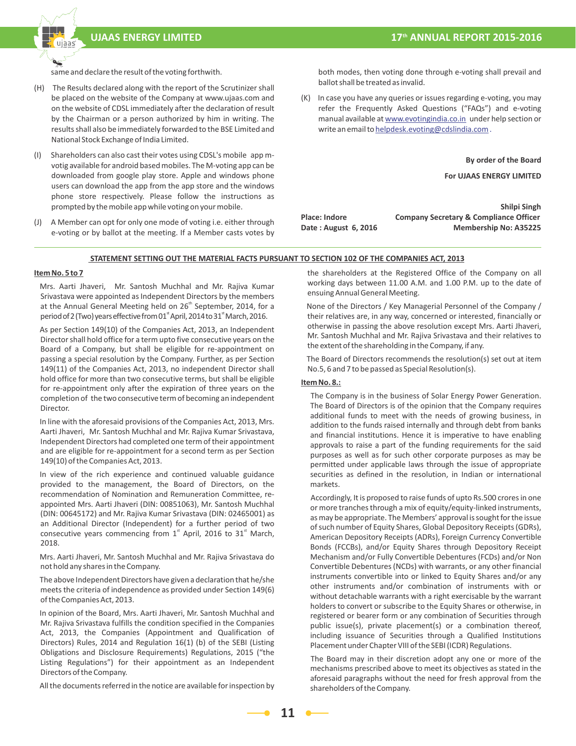same and declare the result of the voting forthwith.

(H) The Results declared along with the report of the Scrutinizer shall be placed on the website of the Company at www.ujaas.com and on the website of CDSL immediately after the declaration of result by the Chairman or a person authorized by him in writing. The results shall also be immediately forwarded to the BSE Limited and National Stock Exchange of India Limited.

(I) Shareholders can also cast their votes using CDSL's mobile app m-votig available for android based mobiles. The M-voting app can be downloaded from google play store. Apple and windows phone users can download the app from the app store and the windows phone store respectively. Please follow the instructions as prompted by the mobile app while voting on your mobile.

(J) A Member can opt for only one mode of voting i.e. either through e-voting or by ballot at the meeting. If a Member casts votes by both modes, then voting done through e-voting shall prevail and ballot shall be treated as invalid.

(K) In case you have any queries or issues regarding e-voting, you may refer the Frequently Asked Questions ("FAQs") and e-voting manual available at www.evotingindia.co.in under help section or write an email to helpdesk.evoting@cdslindia.com.

**By order of the Board**

**For UJAAS ENERGY LIMITED**

**Shilpi Singh**
**Company Secretary & Compliance Officer**
**Membership No: A35225**

**Place: Indore**
**Date : August 6, 2016**

---

**STATEMENT SETTING OUT THE MATERIAL FACTS PURSUANT TO SECTION 102 OF THE COMPANIES ACT, 2013**

**Item No. 5 to 7**

Mrs. Aarti Jhaveri, Mr. Santosh Muchhal and Mr. Rajiva Kumar Srivastava were appointed as Independent Directors by the members at the Annual General Meeting held on 26th September, 2014, for a period of 2 (Two) years effective from 01st April, 2014 to 31st March, 2016.

As per Section 149(10) of the Companies Act, 2013, an Independent Director shall hold office for a term upto five consecutive years on the Board of a Company, but shall be eligible for re-appointment on passing a special resolution by the Company. Further, as per Section 149(11) of the Companies Act, 2013, no independent Director shall hold office for more than two consecutive terms, but shall be eligible for re-appointment only after the expiration of three years on the completion of the two consecutive term of becoming an independent Director.

In line with the aforesaid provisions of the Companies Act, 2013, Mrs. Aarti Jhaveri, Mr. Santosh Muchhal and Mr. Rajiva Kumar Srivastava, Independent Directors had completed one term of their appointment and are eligible for re-appointment for a second term as per Section 149(10) of the Companies Act, 2013.

In view of the rich experience and continued valuable guidance provided to the management, the Board of Directors, on the recommendation of Nomination and Remuneration Committee, re-appointed Mrs. Aarti Jhaveri (DIN: 00851063), Mr. Santosh Muchhal (DIN: 00645172) and Mr. Rajiva Kumar Srivastava (DIN: 02465001) as an Additional Director (Independent) for a further period of two consecutive years commencing from 1st April, 2016 to 31st March, 2018.

Mrs. Aarti Jhaveri, Mr. Santosh Muchhal and Mr. Rajiva Srivastava do not hold any shares in the Company.

The above Independent Directors have given a declaration that he/she meets the criteria of independence as provided under Section 149(6) of the Companies Act, 2013.

In opinion of the Board, Mrs. Aarti Jhaveri, Mr. Santosh Muchhal and Mr. Rajiva Srivastava fulfills the condition specified in the Companies Act, 2013, the Companies (Appointment and Qualification of Directors) Rules, 2014 and Regulation 16(1) (b) of the SEBI (Listing Obligations and Disclosure Requirements) Regulations, 2015 ("the Listing Regulations") for their appointment as an Independent Directors of the Company.

All the documents referred in the notice are available for inspection by the shareholders at the Registered Office of the Company on all working days between 11.00 A.M. and 1.00 P.M. up to the date of ensuing Annual General Meeting.

None of the Directors / Key Managerial Personnel of the Company / their relatives are, in any way, concerned or interested, financially or otherwise in passing the above resolution except Mrs. Aarti Jhaveri, Mr. Santosh Muchhal and Mr. Rajiva Srivastava and their relatives to the extent of the shareholding in the Company, if any.

The Board of Directors recommends the resolution(s) set out at item No.5, 6 and 7 to be passed as Special Resolution(s).

**Item No. 8.:**

The Company is in the business of Solar Energy Power Generation. The Board of Directors is of the opinion that the Company requires additional funds to meet with the needs of growing business, in addition to the funds raised internally and through debt from banks and financial institutions. Hence it is imperative to have enabling approvals to raise a part of the funding requirements for the said purposes as well as for such other corporate purposes as may be permitted under applicable laws through the issue of appropriate securities as defined in the resolution, in Indian or international markets.

Accordingly, It is proposed to raise funds of upto Rs.500 crores in one or more tranches through a mix of equity/equity-linked instruments, as may be appropriate. The Members' approval is sought for the issue of such number of Equity Shares, Global Depository Receipts (GDRs), American Depository Receipts (ADRs), Foreign Currency Convertible Bonds (FCCBs), and/or Equity Shares through Depository Receipt Mechanism and/or Fully Convertible Debentures (FCDs) and/or Non Convertible Debentures (NCDs) with warrants, or any other financial instruments convertible into or linked to Equity Shares and/or any other instruments and/or combination of instruments with or without detachable warrants with a right exercisable by the warrant holders to convert or subscribe to the Equity Shares or otherwise, in registered or bearer form or any combination of Securities through public issue(s), private placement(s) or a combination thereof, including issuance of Securities through a Qualified Institutions Placement under Chapter VIII of the SEBI (ICDR) Regulations.

The Board may in their discretion adopt any one or more of the mechanisms prescribed above to meet its objectives as stated in the aforesaid paragraphs without the need for fresh approval from the shareholders of the Company.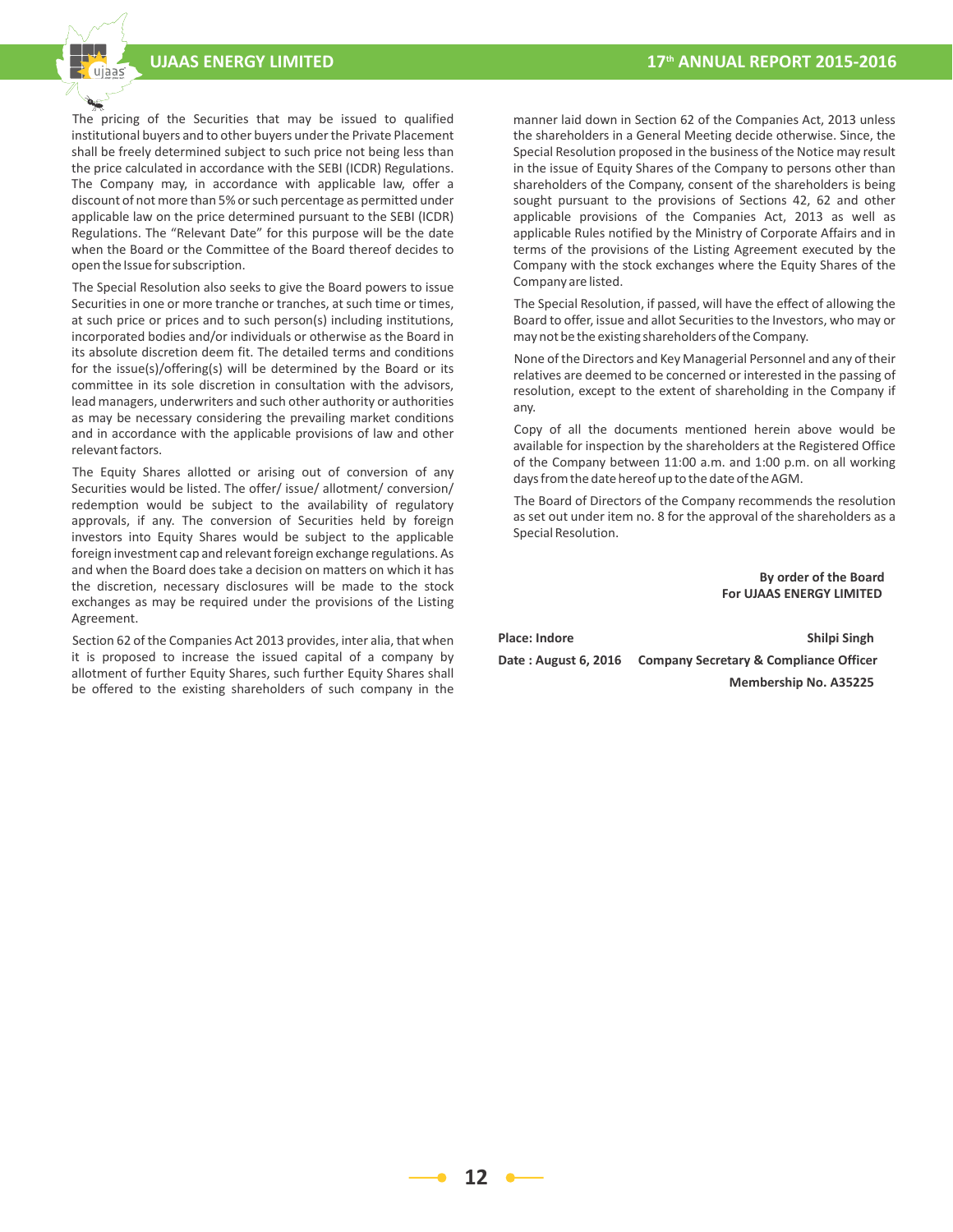The pricing of the Securities that may be issued to qualified institutional buyers and to other buyers under the Private Placement shall be freely determined subject to such price not being less than the price calculated in accordance with the SEBI (ICDR) Regulations. The Company may, in accordance with applicable law, offer a discount of not more than 5% or such percentage as permitted under applicable law on the price determined pursuant to the SEBI (ICDR) Regulations. The "Relevant Date" for this purpose will be the date when the Board or the Committee of the Board thereof decides to open the Issue for subscription.

The Special Resolution also seeks to give the Board powers to issue Securities in one or more tranche or tranches, at such time or times, at such price or prices and to such person(s) including institutions, incorporated bodies and/or individuals or otherwise as the Board in its absolute discretion deem fit. The detailed terms and conditions for the issue(s)/offering(s) will be determined by the Board or its committee in its sole discretion in consultation with the advisors, lead managers, underwriters and such other authority or authorities as may be necessary considering the prevailing market conditions and in accordance with the applicable provisions of law and other relevant factors.

The Equity Shares allotted or arising out of conversion of any Securities would be listed. The offer/ issue/ allotment/ conversion/ redemption would be subject to the availability of regulatory approvals, if any. The conversion of Securities held by foreign investors into Equity Shares would be subject to the applicable foreign investment cap and relevant foreign exchange regulations. As and when the Board does take a decision on matters on which it has the discretion, necessary disclosures will be made to the stock exchanges as may be required under the provisions of the Listing Agreement.

Section 62 of the Companies Act 2013 provides, inter alia, that when it is proposed to increase the issued capital of a company by allotment of further Equity Shares, such further Equity Shares shall be offered to the existing shareholders of such company in the manner laid down in Section 62 of the Companies Act, 2013 unless the shareholders in a General Meeting decide otherwise. Since, the Special Resolution proposed in the business of the Notice may result in the issue of Equity Shares of the Company to persons other than shareholders of the Company, consent of the shareholders is being sought pursuant to the provisions of Sections 42, 62 and other applicable provisions of the Companies Act, 2013 as well as applicable Rules notified by the Ministry of Corporate Affairs and in terms of the provisions of the Listing Agreement executed by the Company with the stock exchanges where the Equity Shares of the Company are listed.

The Special Resolution, if passed, will have the effect of allowing the Board to offer, issue and allot Securities to the Investors, who may or may not be the existing shareholders of the Company.

None of the Directors and Key Managerial Personnel and any of their relatives are deemed to be concerned or interested in the passing of resolution, except to the extent of shareholding in the Company if any.

Copy of all the documents mentioned herein above would be available for inspection by the shareholders at the Registered Office of the Company between 11:00 a.m. and 1:00 p.m. on all working days from the date hereof up to the date of the AGM.

The Board of Directors of the Company recommends the resolution as set out under item no. 8 for the approval of the shareholders as a Special Resolution.

**By order of the Board**
**For UJAAS ENERGY LIMITED**

**Place: Indore**

**Date : August 6, 2016**

**Shilpi Singh**
**Company Secretary & Compliance Officer**
**Membership No. A35225**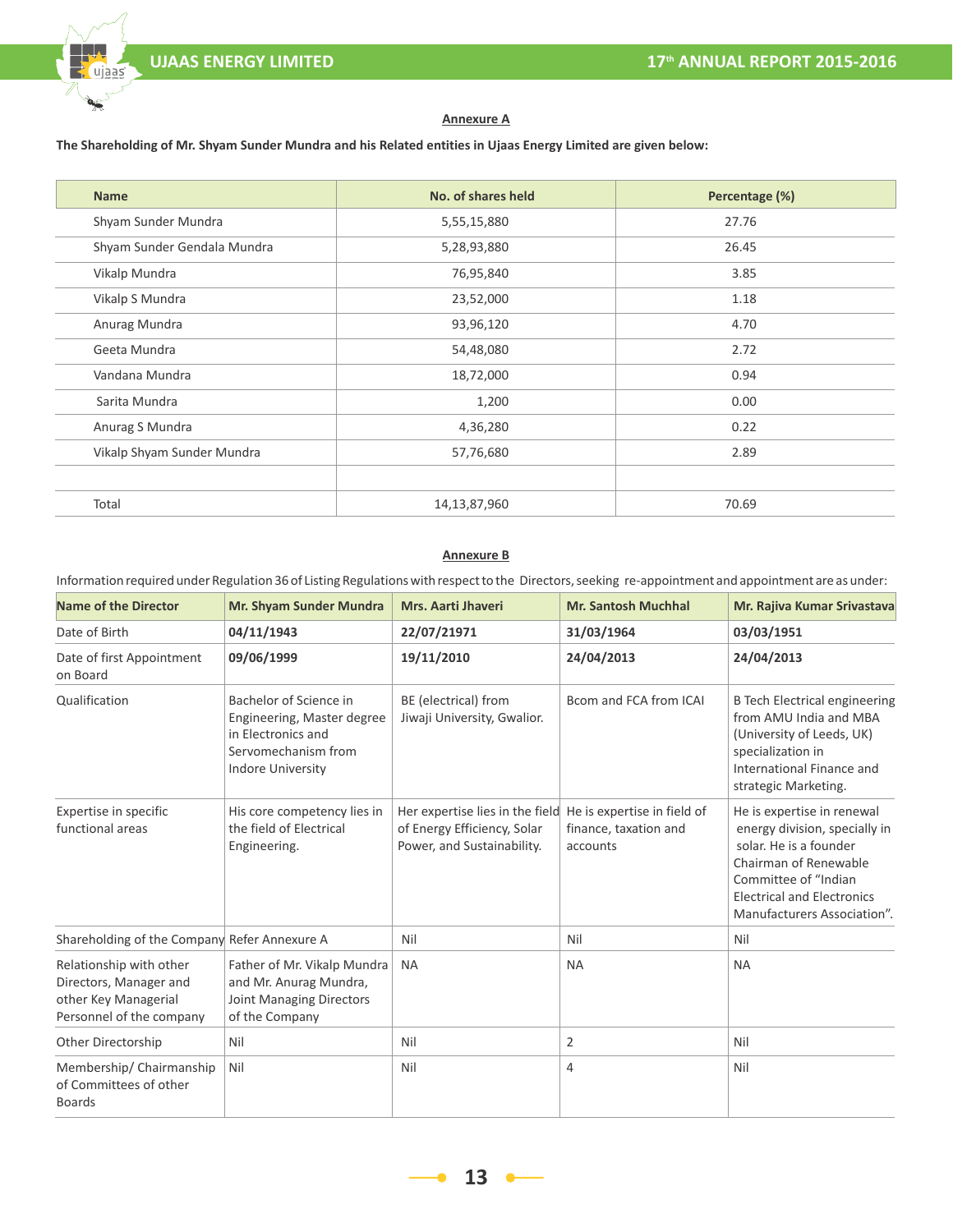## Annexure A

**The Shareholding of Mr. Shyam Sunder Mundra and his Related entities in Ujaas Energy Limited are given below:**

| Name | No. of shares held | Percentage (%) |
|---|---|---|
| Shyam Sunder Mundra | 5,55,15,880 | 27.76 |
| Shyam Sunder Gendala Mundra | 5,28,93,880 | 26.45 |
| Vikalp Mundra | 76,95,840 | 3.85 |
| Vikalp S Mundra | 23,52,000 | 1.18 |
| Anurag Mundra | 93,96,120 | 4.70 |
| Geeta Mundra | 54,48,080 | 2.72 |
| Vandana Mundra | 18,72,000 | 0.94 |
| Sarita Mundra | 1,200 | 0.00 |
| Anurag S Mundra | 4,36,280 | 0.22 |
| Vikalp Shyam Sunder Mundra | 57,76,680 | 2.89 |
| | | |
| Total | 14,13,87,960 | 70.69 |

## Annexure B

Information required under Regulation 36 of Listing Regulations with respect to the Directors, seeking re-appointment and appointment are as under:

| Name of the Director | Mr. Shyam Sunder Mundra | Mrs. Aarti Jhaveri | Mr. Santosh Muchhal | Mr. Rajiva Kumar Srivastava |
|---|---|---|---|---|
| Date of Birth | **04/11/1943** | **22/07/21971** | **31/03/1964** | **03/03/1951** |
| Date of first Appointment on Board | **09/06/1999** | **19/11/2010** | **24/04/2013** | **24/04/2013** |
| Qualification | Bachelor of Science in Engineering, Master degree in Electronics and Servomechanism from Indore University | BE (electrical) from Jiwaji University, Gwalior. | Bcom and FCA from ICAI | B Tech Electrical engineering from AMU India and MBA (University of Leeds, UK) specialization in International Finance and strategic Marketing. |
| Expertise in specific functional areas | His core competency lies in the field of Electrical Engineering. | Her expertise lies in the field of Energy Efficiency, Solar Power, and Sustainability. | He is expertise in field of finance, taxation and accounts | He is expertise in renewal energy division, specially in solar. He is a founder Chairman of Renewable Committee of "Indian Electrical and Electronics Manufacturers Association". |
| Shareholding of the Company | Refer Annexure A | Nil | Nil | Nil |
| Relationship with other Directors, Manager and other Key Managerial Personnel of the company | Father of Mr. Vikalp Mundra and Mr. Anurag Mundra, Joint Managing Directors of the Company | NA | NA | NA |
| Other Directorship | Nil | Nil | 2 | Nil |
| Membership/ Chairmanship of Committees of other Boards | Nil | Nil | 4 | Nil |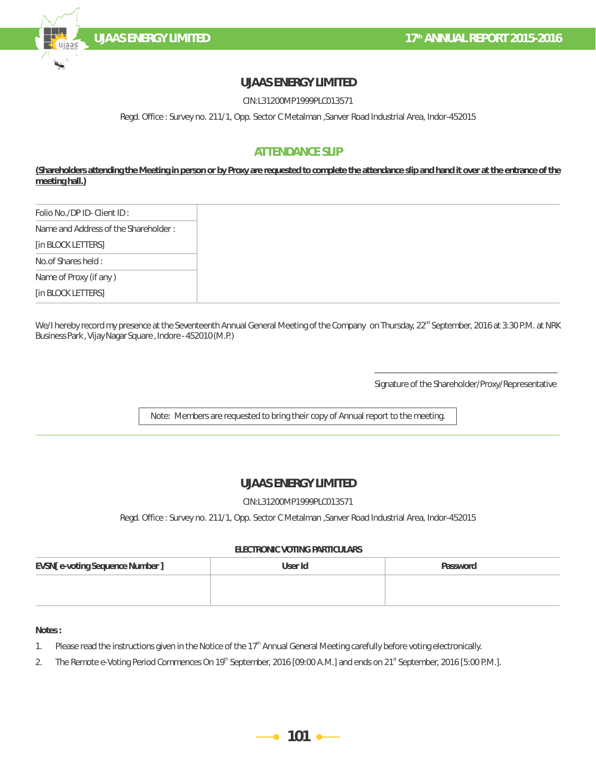# UJAAS ENERGY LIMITED

CIN:L31200MP1999PLC013571

Regd. Office : Survey no. 211/1, Opp. Sector C Metalman ,Sanver Road Industrial Area, Indor-452015

## ATTENDANCE SLIP

**(Shareholders attending the Meeting in person or by Proxy are requested to complete the attendance slip and hand it over at the entrance of the meeting hall.)**

| | |
|---|---|
| Folio No./DP ID- Client ID : | |
| Name and Address of the Shareholder : [in BLOCK LETTERS] | |
| No.of Shares held : | |
| Name of Proxy (if any ) [in BLOCK LETTERS] | |

We/I hereby record my presence at the Seventeenth Annual General Meeting of the Company on Thursday, 22nd September, 2016 at 3:30 P.M. at NRK Business Park , Vijay Nagar Square , Indore - 452010 (M.P.)

Signature of the Shareholder/Proxy/Representative

Note: Members are requested to bring their copy of Annual report to the meeting.

---

# UJAAS ENERGY LIMITED

CIN:L31200MP1999PLC013571

Regd. Office : Survey no. 211/1, Opp. Sector C Metalman ,Sanver Road Industrial Area, Indor-452015

**ELECTRONIC VOTING PARTICULARS**

| EVSN[ e-voting Sequence Number ] | User Id | Password |
|---|---|---|
| | | |

**Notes :**

1. Please read the instructions given in the Notice of the 17th Annual General Meeting carefully before voting electronically.
2. The Remote e-Voting Period Commences On 19th September, 2016 [09:00 A.M.] and ends on 21st September, 2016 [5:00 P.M.].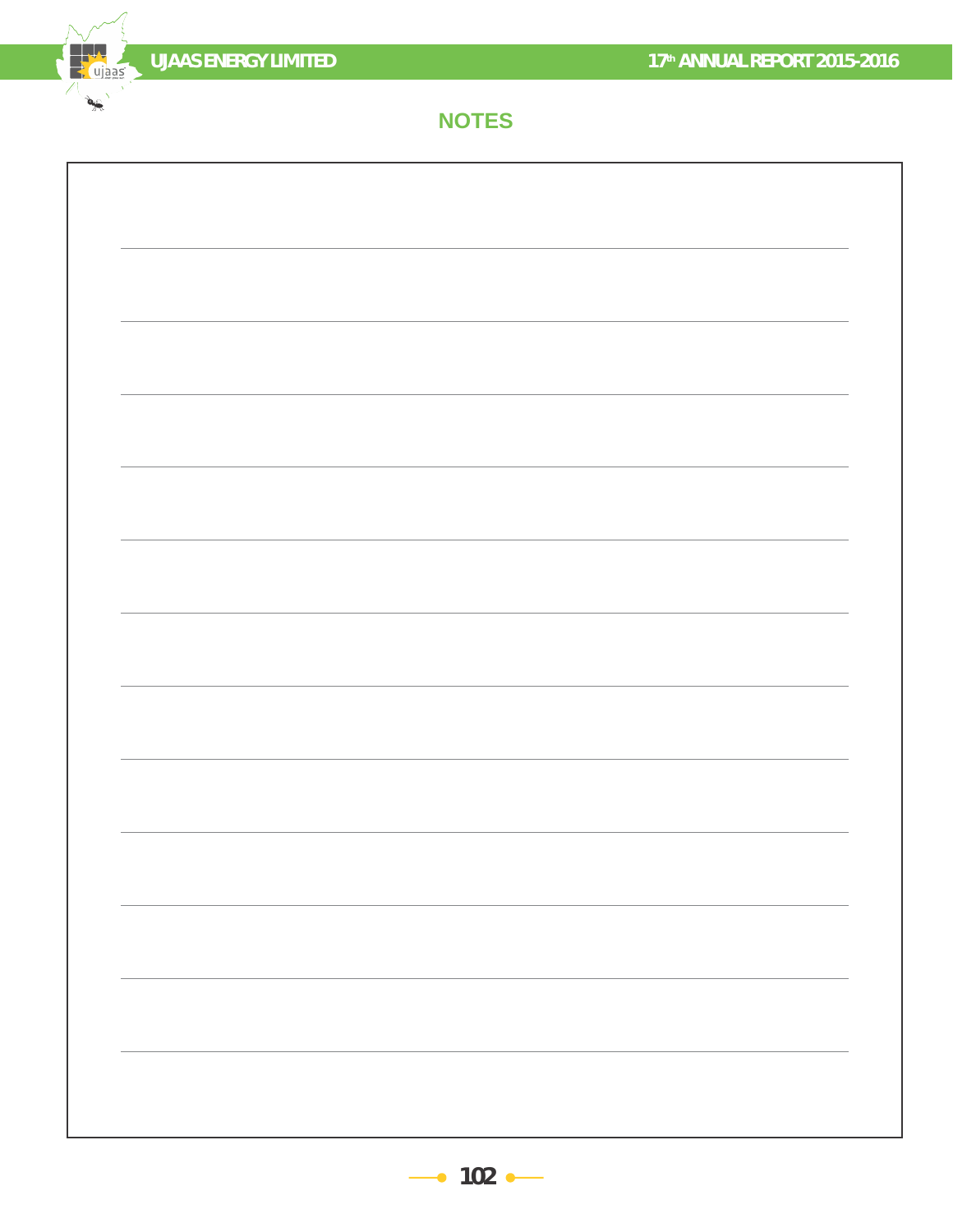# NOTES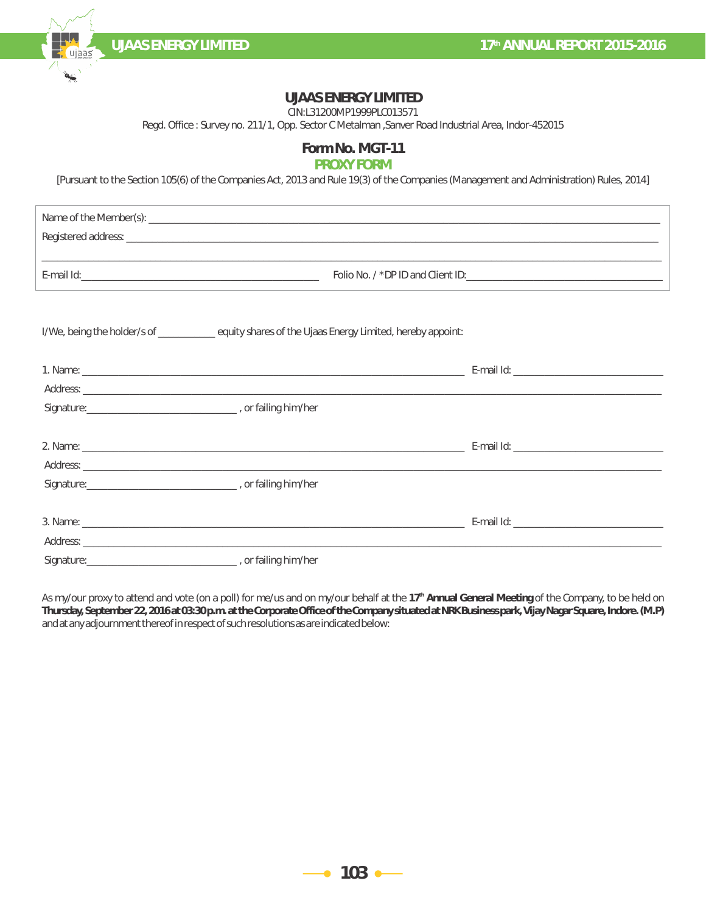# UJAAS ENERGY LIMITED

CIN:L31200MP1999PLC013571

Regd. Office : Survey no. 211/1, Opp. Sector C Metalman ,Sanver Road Industrial Area, Indor-452015

## Form No. MGT-11

## PROXY FORM

[Pursuant to the Section 105(6) of the Companies Act, 2013 and Rule 19(3) of the Companies (Management and Administration) Rules, 2014]

Name of the Member(s): ______________________________________________

Registered address: ______________________________________________

______________________________________________

E-mail Id: ______________________ Folio No. / *DP ID and Client ID: ______________________

I/We, being the holder/s of __________ equity shares of the Ujaas Energy Limited, hereby appoint:

1. Name: ______________________ E-mail Id: ______________________

   Address: ______________________________________________

   Signature: ______________________ , or failing him/her

2. Name: ______________________ E-mail Id: ______________________

   Address: ______________________________________________

   Signature: ______________________ , or failing him/her

3. Name: ______________________ E-mail Id: ______________________

   Address: ______________________________________________

   Signature: ______________________ , or failing him/her

As my/our proxy to attend and vote (on a poll) for me/us and on my/our behalf at the **17th Annual General Meeting** of the Company, to be held on **Thursday, September 22, 2016 at 03:30 p.m. at the Corporate Office of the Company situated at NRK Business park, Vijay Nagar Square, Indore. (M.P)** and at any adjournment thereof in respect of such resolutions as are indicated below: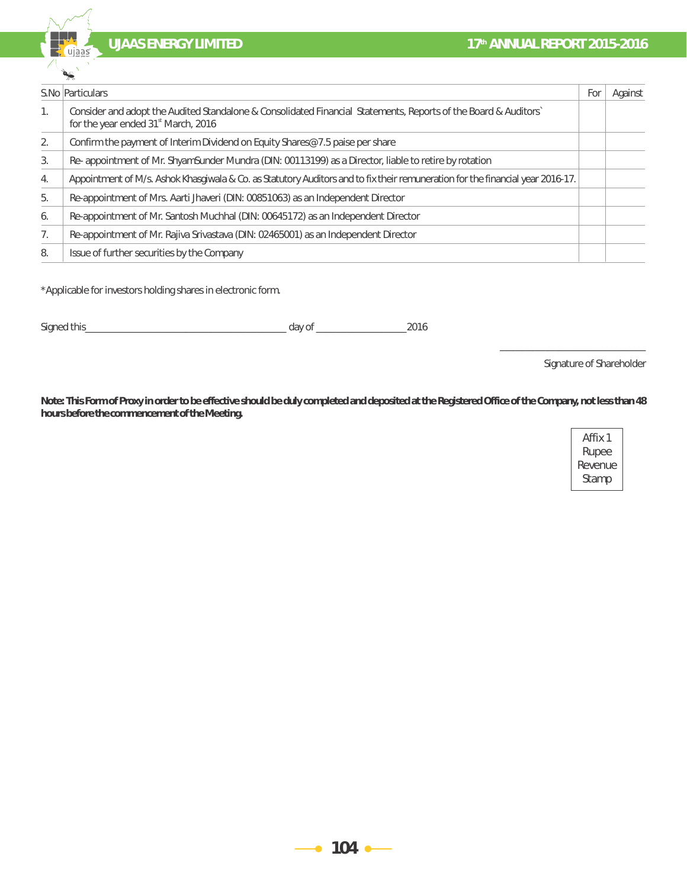| S.No | Particulars | For | Against |
|---|---|---|---|
| 1. | Consider and adopt the Audited Standalone & Consolidated Financial Statements, Reports of the Board & Auditors` for the year ended 31st March, 2016 | | |
| 2. | Confirm the payment of Interim Dividend on Equity Shares@7.5 paise per share | | |
| 3. | Re- appointment of Mr. ShyamSunder Mundra (DIN: 00113199) as a Director, liable to retire by rotation | | |
| 4. | Appointment of M/s. Ashok Khasgiwala & Co. as Statutory Auditors and to fix their remuneration for the financial year 2016-17. | | |
| 5. | Re-appointment of Mrs. Aarti Jhaveri (DIN: 00851063) as an Independent Director | | |
| 6. | Re-appointment of Mr. Santosh Muchhal (DIN: 00645172) as an Independent Director | | |
| 7. | Re-appointment of Mr. Rajiva Srivastava (DIN: 02465001) as an Independent Director | | |
| 8. | Issue of further securities by the Company | | |

*Applicable for investors holding shares in electronic form.

Signed this_________________________________________ day of ___________________2016

_______________________________

Signature of Shareholder

**Note: This Form of Proxy in order to be effective should be duly completed and deposited at the Registered Office of the Company, not less than 48 hours before the commencement of the Meeting.**

| Affix 1 Rupee Revenue Stamp |
|---|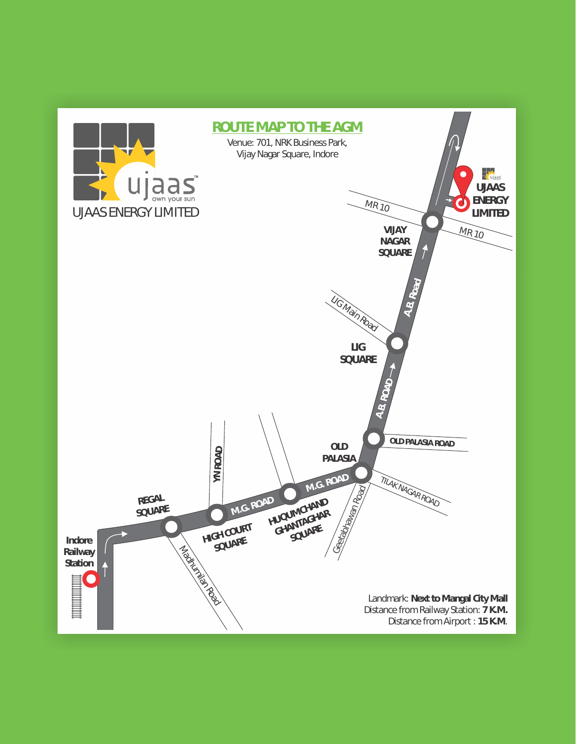# ROUTE MAP TO THE AGM

Venue: 701, NRK Business Park,
Vijay Nagar Square, Indore

ujaas own your sun

UJAAS ENERGY LIMITED

UJAAS ENERGY LIMITED

MR 10

MR 10

VIJAY NAGAR SQUARE

A.B. Road

LIG Main Road

LIG SQUARE

A.B. ROAD

OLD PALASIA ROAD

OLD PALASIA

TILAK NAGAR ROAD

Geetabhawan Road

M.G. ROAD

HUQUMCHAND GHANTAGHAR SQUARE

M.G. ROAD

HIGH COURT SQUARE

YN ROAD

REGAL SQUARE

Madhumilan Road

Indore Railway Station

Landmark: **Next to Mangal City Mall**

Distance from Railway Station: **7 K.M.**

Distance from Airport : **15 K.M.**